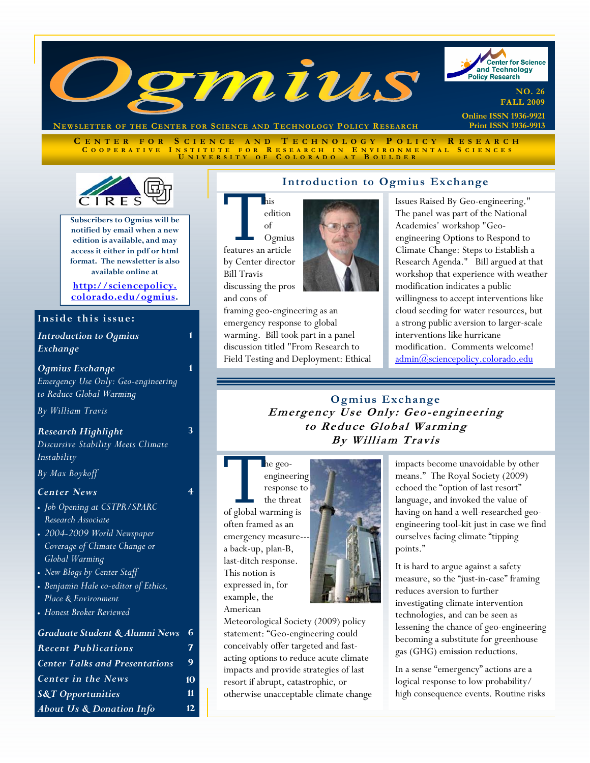# Ogmius

**Newsletter of the Center for Science and Technology Policy Research**

Center for Science and Technology Policy Research

NO. 26
FALL 2009

Online ISSN 1936-9921
Print ISSN 1936-9913

CENTER FOR SCIENCE AND TECHNOLOGY POLICY RESEARCH
COOPERATIVE INSTITUTE FOR RESEARCH IN ENVIRONMENTAL SCIENCES
UNIVERSITY OF COLORADO AT BOULDER

**Subscribers to Ogmius will be notified by email when a new edition is available, and may access it either in pdf or html format. The newsletter is also available online at**

**http://sciencepolicy.colorado.edu/ogmius.**

## Inside this issue:

- *Introduction to Ogmius Exchange* — 1
- *Ogmius Exchange* — 1
  - *Emergency Use Only: Geo-engineering to Reduce Global Warming*
  - *By William Travis*
- *Research Highlight* — 3
  - *Discursive Stability Meets Climate Instability*
  - *By Max Boykoff*
- *Center News* — 4
  - *Job Opening at CSTPR/SPARC Research Associate*
  - *2004-2009 World Newspaper Coverage of Climate Change or Global Warming*
  - *New Blogs by Center Staff*
  - *Benjamin Hale co-editor of Ethics, Place & Environment*
  - *Honest Broker Reviewed*
- *Graduate Student & Alumni News* — 6
- *Recent Publications* — 7
- *Center Talks and Presentations* — 9
- *Center in the News* — 10
- *S&T Opportunities* — 11
- *About Us & Donation Info* — 12

## Introduction to Ogmius Exchange

This edition of Ogmius features an article by Center director Bill Travis discussing the pros and cons of framing geo-engineering as an emergency response to global warming. Bill took part in a panel discussion titled "From Research to Field Testing and Deployment: Ethical Issues Raised By Geo-engineering." The panel was part of the National Academies' workshop "Geo-engineering Options to Respond to Climate Change: Steps to Establish a Research Agenda." Bill argued at that workshop that experience with weather modification indicates a public willingness to accept interventions like cloud seeding for water resources, but a strong public aversion to larger-scale interventions like hurricane modification. Comments welcome! admin@sciencepolicy.colorado.edu

## Ogmius Exchange

### *Emergency Use Only: Geo-engineering to Reduce Global Warming*

### *By William Travis*

The geo-engineering response to the threat of global warming is often framed as an emergency measure---a back-up, plan-B, last-ditch response. This notion is expressed in, for example, the American Meteorological Society (2009) policy statement: "Geo-engineering could conceivably offer targeted and fast-acting options to reduce acute climate impacts and provide strategies of last resort if abrupt, catastrophic, or otherwise unacceptable climate change impacts become unavoidable by other means." The Royal Society (2009) echoed the "option of last resort" language, and invoked the value of having on hand a well-researched geo-engineering tool-kit just in case we find ourselves facing climate "tipping points."

It is hard to argue against a safety measure, so the "just-in-case" framing reduces aversion to further investigating climate intervention technologies, and can be seen as lessening the chance of geo-engineering becoming a substitute for greenhouse gas (GHG) emission reductions.

In a sense "emergency" actions are a logical response to low probability/high consequence events. Routine risks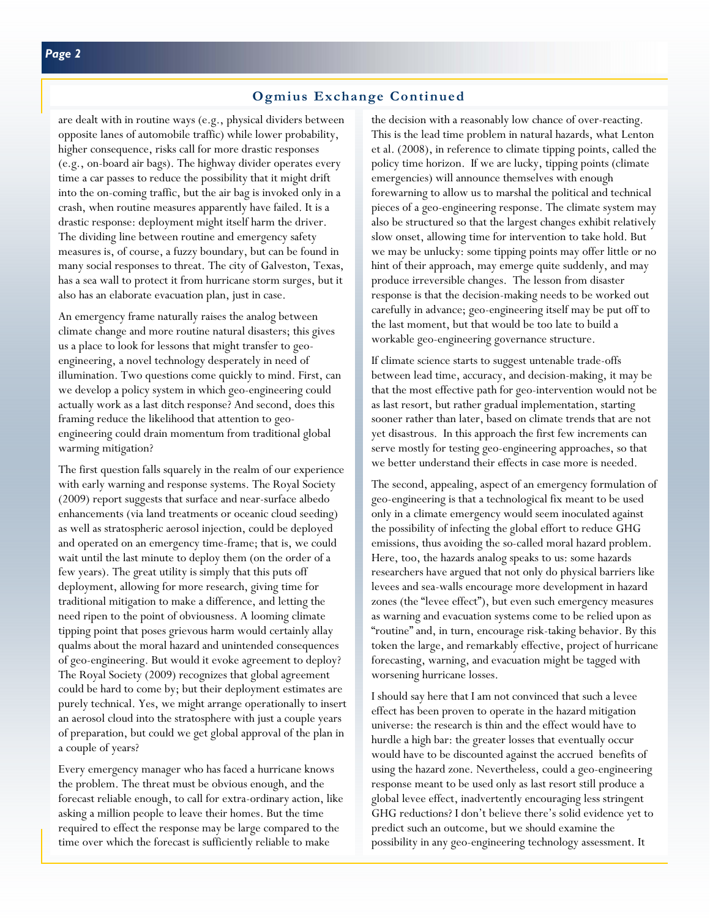## Ogmius Exchange Continued

are dealt with in routine ways (e.g., physical dividers between opposite lanes of automobile traffic) while lower probability, higher consequence, risks call for more drastic responses (e.g., on-board air bags). The highway divider operates every time a car passes to reduce the possibility that it might drift into the on-coming traffic, but the air bag is invoked only in a crash, when routine measures apparently have failed. It is a drastic response: deployment might itself harm the driver. The dividing line between routine and emergency safety measures is, of course, a fuzzy boundary, but can be found in many social responses to threat. The city of Galveston, Texas, has a sea wall to protect it from hurricane storm surges, but it also has an elaborate evacuation plan, just in case.

An emergency frame naturally raises the analog between climate change and more routine natural disasters; this gives us a place to look for lessons that might transfer to geo-engineering, a novel technology desperately in need of illumination. Two questions come quickly to mind. First, can we develop a policy system in which geo-engineering could actually work as a last ditch response? And second, does this framing reduce the likelihood that attention to geo-engineering could drain momentum from traditional global warming mitigation?

The first question falls squarely in the realm of our experience with early warning and response systems. The Royal Society (2009) report suggests that surface and near-surface albedo enhancements (via land treatments or oceanic cloud seeding) as well as stratospheric aerosol injection, could be deployed and operated on an emergency time-frame; that is, we could wait until the last minute to deploy them (on the order of a few years). The great utility is simply that this puts off deployment, allowing for more research, giving time for traditional mitigation to make a difference, and letting the need ripen to the point of obviousness. A looming climate tipping point that poses grievous harm would certainly allay qualms about the moral hazard and unintended consequences of geo-engineering. But would it evoke agreement to deploy? The Royal Society (2009) recognizes that global agreement could be hard to come by; but their deployment estimates are purely technical. Yes, we might arrange operationally to insert an aerosol cloud into the stratosphere with just a couple years of preparation, but could we get global approval of the plan in a couple of years?

Every emergency manager who has faced a hurricane knows the problem. The threat must be obvious enough, and the forecast reliable enough, to call for extra-ordinary action, like asking a million people to leave their homes. But the time required to effect the response may be large compared to the time over which the forecast is sufficiently reliable to make the decision with a reasonably low chance of over-reacting. This is the lead time problem in natural hazards, what Lenton et al. (2008), in reference to climate tipping points, called the policy time horizon. If we are lucky, tipping points (climate emergencies) will announce themselves with enough forewarning to allow us to marshal the political and technical pieces of a geo-engineering response. The climate system may also be structured so that the largest changes exhibit relatively slow onset, allowing time for intervention to take hold. But we may be unlucky: some tipping points may offer little or no hint of their approach, may emerge quite suddenly, and may produce irreversible changes. The lesson from disaster response is that the decision-making needs to be worked out carefully in advance; geo-engineering itself may be put off to the last moment, but that would be too late to build a workable geo-engineering governance structure.

If climate science starts to suggest untenable trade-offs between lead time, accuracy, and decision-making, it may be that the most effective path for geo-intervention would not be as last resort, but rather gradual implementation, starting sooner rather than later, based on climate trends that are not yet disastrous. In this approach the first few increments can serve mostly for testing geo-engineering approaches, so that we better understand their effects in case more is needed.

The second, appealing, aspect of an emergency formulation of geo-engineering is that a technological fix meant to be used only in a climate emergency would seem inoculated against the possibility of infecting the global effort to reduce GHG emissions, thus avoiding the so-called moral hazard problem. Here, too, the hazards analog speaks to us: some hazards researchers have argued that not only do physical barriers like levees and sea-walls encourage more development in hazard zones (the "levee effect"), but even such emergency measures as warning and evacuation systems come to be relied upon as "routine" and, in turn, encourage risk-taking behavior. By this token the large, and remarkably effective, project of hurricane forecasting, warning, and evacuation might be tagged with worsening hurricane losses.

I should say here that I am not convinced that such a levee effect has been proven to operate in the hazard mitigation universe: the research is thin and the effect would have to hurdle a high bar: the greater losses that eventually occur would have to be discounted against the accrued benefits of using the hazard zone. Nevertheless, could a geo-engineering response meant to be used only as last resort still produce a global levee effect, inadvertently encouraging less stringent GHG reductions? I don't believe there's solid evidence yet to predict such an outcome, but we should examine the possibility in any geo-engineering technology assessment. It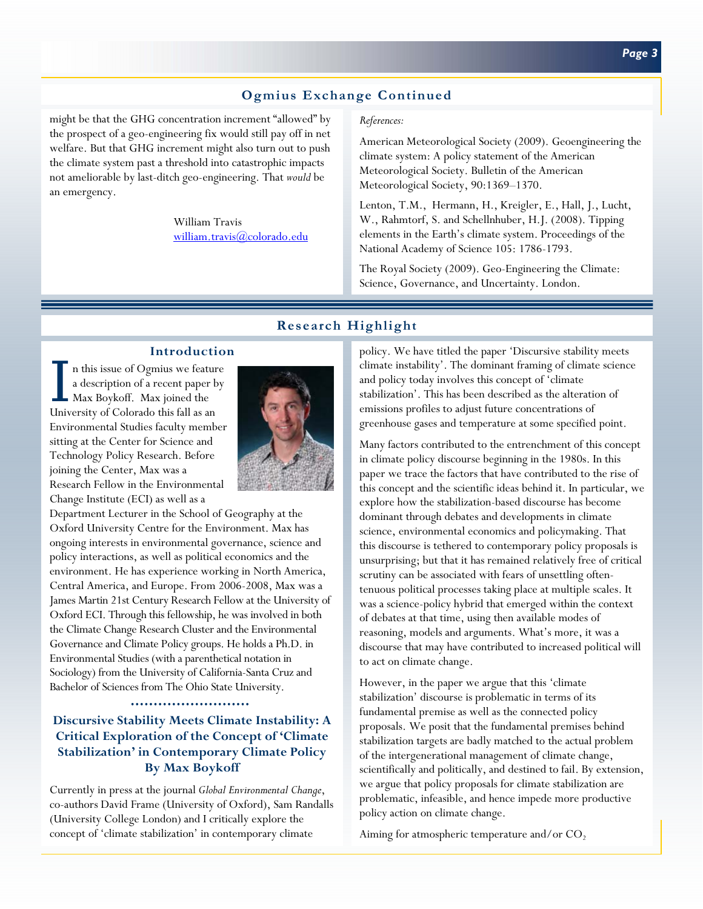## Ogmius Exchange Continued

might be that the GHG concentration increment "allowed" by the prospect of a geo-engineering fix would still pay off in net welfare. But that GHG increment might also turn out to push the climate system past a threshold into catastrophic impacts not ameliorable by last-ditch geo-engineering. That *would* be an emergency.

William Travis
william.travis@colorado.edu

*References:*

American Meteorological Society (2009). Geoengineering the climate system: A policy statement of the American Meteorological Society. Bulletin of the American Meteorological Society, 90:1369–1370.

Lenton, T.M., Hermann, H., Kreigler, E., Hall, J., Lucht, W., Rahmtorf, S. and Schellnhuber, H.J. (2008). Tipping elements in the Earth's climate system. Proceedings of the National Academy of Science 105: 1786-1793.

The Royal Society (2009). Geo-Engineering the Climate: Science, Governance, and Uncertainty. London.

## Research Highlight

### Introduction

In this issue of Ogmius we feature a description of a recent paper by Max Boykoff. Max joined the University of Colorado this fall as an Environmental Studies faculty member sitting at the Center for Science and Technology Policy Research. Before joining the Center, Max was a Research Fellow in the Environmental Change Institute (ECI) as well as a Department Lecturer in the School of Geography at the Oxford University Centre for the Environment. Max has ongoing interests in environmental governance, science and policy interactions, as well as political economics and the environment. He has experience working in North America, Central America, and Europe. From 2006-2008, Max was a James Martin 21st Century Research Fellow at the University of Oxford ECI. Through this fellowship, he was involved in both the Climate Change Research Cluster and the Environmental Governance and Climate Policy groups. He holds a Ph.D. in Environmental Studies (with a parenthetical notation in Sociology) from the University of California-Santa Cruz and Bachelor of Sciences from The Ohio State University.

### Discursive Stability Meets Climate Instability: A Critical Exploration of the Concept of 'Climate Stabilization' in Contemporary Climate Policy By Max Boykoff

Currently in press at the journal *Global Environmental Change*, co-authors David Frame (University of Oxford), Sam Randalls (University College London) and I critically explore the concept of 'climate stabilization' in contemporary climate policy. We have titled the paper 'Discursive stability meets climate instability'. The dominant framing of climate science and policy today involves this concept of 'climate stabilization'. This has been described as the alteration of emissions profiles to adjust future concentrations of greenhouse gases and temperature at some specified point.

Many factors contributed to the entrenchment of this concept in climate policy discourse beginning in the 1980s. In this paper we trace the factors that have contributed to the rise of this concept and the scientific ideas behind it. In particular, we explore how the stabilization-based discourse has become dominant through debates and developments in climate science, environmental economics and policymaking. That this discourse is tethered to contemporary policy proposals is unsurprising; but that it has remained relatively free of critical scrutiny can be associated with fears of unsettling often-tenuous political processes taking place at multiple scales. It was a science-policy hybrid that emerged within the context of debates at that time, using then available modes of reasoning, models and arguments. What's more, it was a discourse that may have contributed to increased political will to act on climate change.

However, in the paper we argue that this 'climate stabilization' discourse is problematic in terms of its fundamental premise as well as the connected policy proposals. We posit that the fundamental premises behind stabilization targets are badly matched to the actual problem of the intergenerational management of climate change, scientifically and politically, and destined to fail. By extension, we argue that policy proposals for climate stabilization are problematic, infeasible, and hence impede more productive policy action on climate change.

Aiming for atmospheric temperature and/or $CO_2$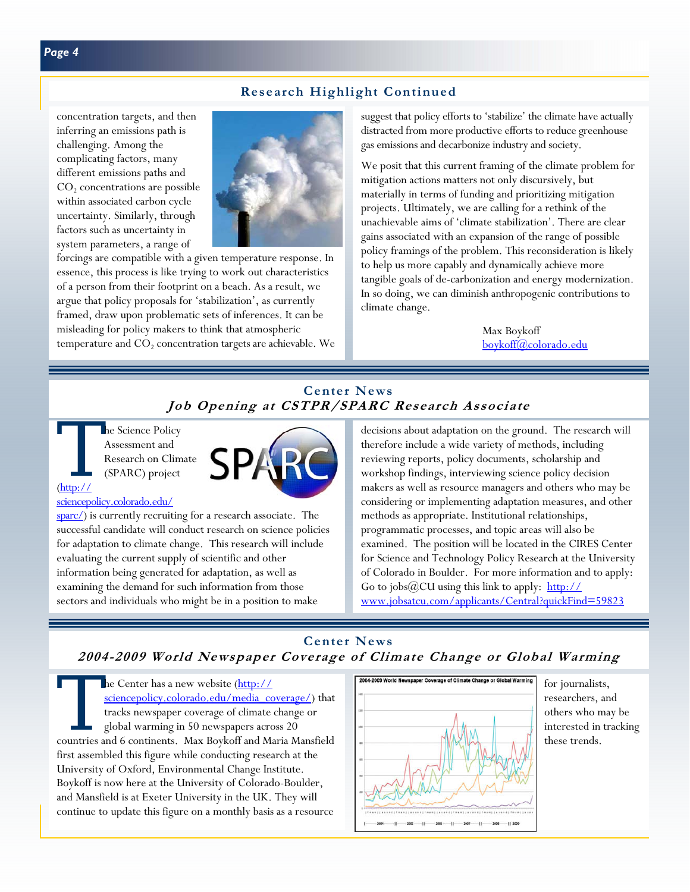## Research Highlight Continued

concentration targets, and then inferring an emissions path is challenging. Among the complicating factors, many different emissions paths and $CO_2$ concentrations are possible within associated carbon cycle uncertainty. Similarly, through factors such as uncertainty in system parameters, a range of forcings are compatible with a given temperature response. In essence, this process is like trying to work out characteristics of a person from their footprint on a beach. As a result, we argue that policy proposals for 'stabilization', as currently framed, draw upon problematic sets of inferences. It can be misleading for policy makers to think that atmospheric temperature and $CO_2$ concentration targets are achievable. We suggest that policy efforts to 'stabilize' the climate have actually distracted from more productive efforts to reduce greenhouse gas emissions and decarbonize industry and society.

We posit that this current framing of the climate problem for mitigation actions matters not only discursively, but materially in terms of funding and prioritizing mitigation projects. Ultimately, we are calling for a rethink of the unachievable aims of 'climate stabilization'. There are clear gains associated with an expansion of the range of possible policy framings of the problem. This reconsideration is likely to help us more capably and dynamically achieve more tangible goals of de-carbonization and energy modernization. In so doing, we can diminish anthropogenic contributions to climate change.

Max Boykoff
boykoff@colorado.edu

## Center News
### *Job Opening at CSTPR/SPARC Research Associate*

The Science Policy Assessment and Research on Climate (SPARC) project (http://sciencepolicy.colorado.edu/sparc/) is currently recruiting for a research associate. The successful candidate will conduct research on science policies for adaptation to climate change. This research will include evaluating the current supply of scientific and other information being generated for adaptation, as well as examining the demand for such information from those sectors and individuals who might be in a position to make decisions about adaptation on the ground. The research will therefore include a wide variety of methods, including reviewing reports, policy documents, scholarship and workshop findings, interviewing science policy decision makers as well as resource managers and others who may be considering or implementing adaptation measures, and other methods as appropriate. Institutional relationships, programmatic processes, and topic areas will also be examined. The position will be located in the CIRES Center for Science and Technology Policy Research at the University of Colorado in Boulder. For more information and to apply: Go to jobs@CU using this link to apply: http://www.jobsatcu.com/applicants/Central?quickFind=59823

## Center News
### *2004-2009 World Newspaper Coverage of Climate Change or Global Warming*

The Center has a new website (http://sciencepolicy.colorado.edu/media_coverage/) that tracks newspaper coverage of climate change or global warming in 50 newspapers across 20 countries and 6 continents. Max Boykoff and Maria Mansfield first assembled this figure while conducting research at the University of Oxford, Environmental Change Institute. Boykoff is now here at the University of Colorado-Boulder, and Mansfield is at Exeter University in the UK. They will continue to update this figure on a monthly basis as a resource for journalists, researchers, and others who may be interested in tracking these trends.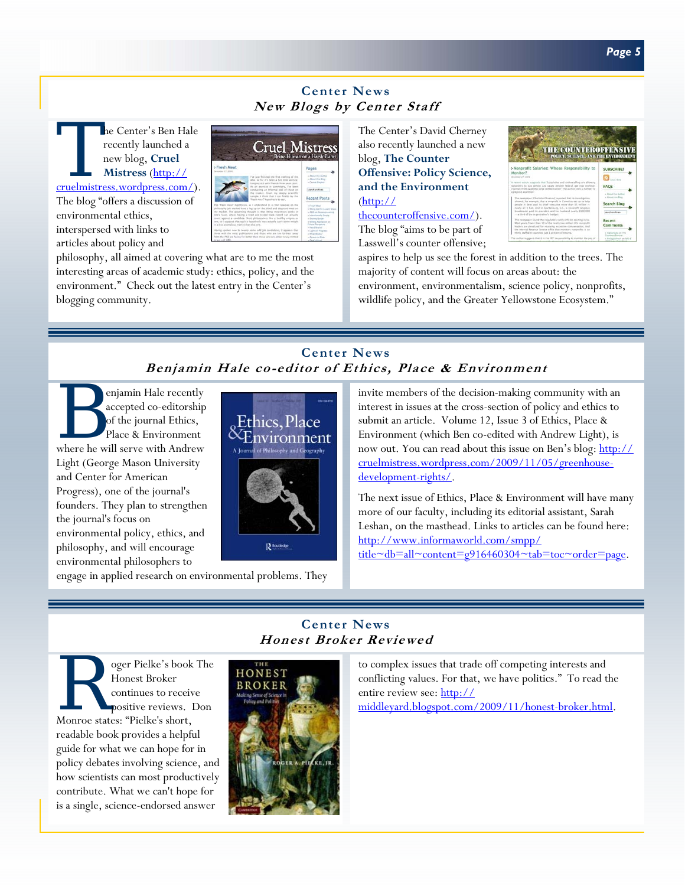## Center News
### *New Blogs by Center Staff*

The Center's Ben Hale recently launched a new blog, **Cruel Mistress** (http://cruelmistress.wordpress.com/). The blog "offers a discussion of environmental ethics, interspersed with links to articles about policy and philosophy, all aimed at covering what are to me the most interesting areas of academic study: ethics, policy, and the environment." Check out the latest entry in the Center's blogging community.

The Center's David Cherney also recently launched a new blog, **The Counter Offensive: Policy Science, and the Environment** (http://thecounteroffensive.com/). The blog "aims to be part of Lasswell's counter offensive; aspires to help us see the forest in addition to the trees. The majority of content will focus on areas about: the environment, environmentalism, science policy, nonprofits, wildlife policy, and the Greater Yellowstone Ecosystem."

## Center News
### *Benjamin Hale co-editor of Ethics, Place & Environment*

Benjamin Hale recently accepted co-editorship of the journal Ethics, Place & Environment where he will serve with Andrew Light (George Mason University and Center for American Progress), one of the journal's founders. They plan to strengthen the journal's focus on environmental policy, ethics, and philosophy, and will encourage environmental philosophers to engage in applied research on environmental problems. They invite members of the decision-making community with an interest in issues at the cross-section of policy and ethics to submit an article. Volume 12, Issue 3 of Ethics, Place & Environment (which Ben co-edited with Andrew Light), is now out. You can read about this issue on Ben's blog: http://cruelmistress.wordpress.com/2009/11/05/greenhouse-development-rights/.

The next issue of Ethics, Place & Environment will have many more of our faculty, including its editorial assistant, Sarah Leshan, on the masthead. Links to articles can be found here: http://www.informaworld.com/smpp/title~db=all~content=g916460304~tab=toc~order=page.

## Center News
### *Honest Broker Reviewed*

Roger Pielke's book The Honest Broker continues to receive positive reviews. Don Monroe states: "Pielke's short, readable book provides a helpful guide for what we can hope for in policy debates involving science, and how scientists can most productively contribute. What we can't hope for is a single, science-endorsed answer to complex issues that trade off competing interests and conflicting values. For that, we have politics." To read the entire review see: http://middleyard.blogspot.com/2009/11/honest-broker.html.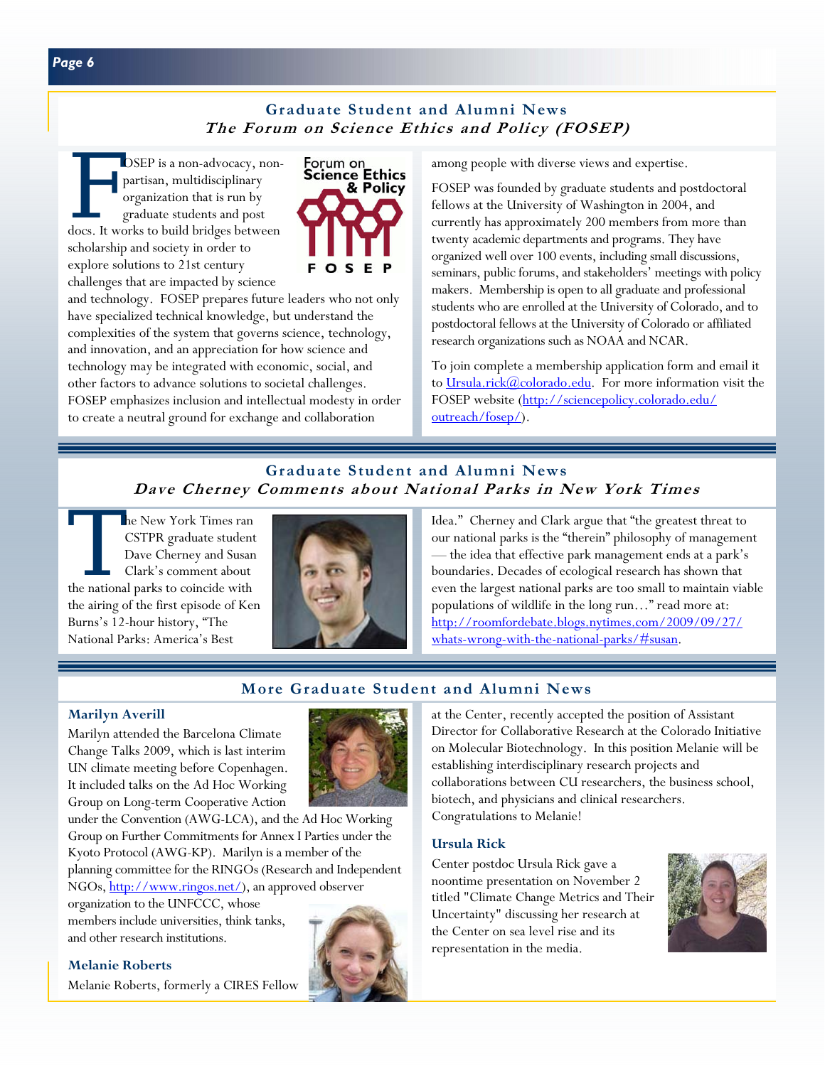## Graduate Student and Alumni News

### *The Forum on Science Ethics and Policy (FOSEP)*

FOSEP is a non-advocacy, non-partisan, multidisciplinary organization that is run by graduate students and post docs. It works to build bridges between scholarship and society in order to explore solutions to 21st century challenges that are impacted by science and technology. FOSEP prepares future leaders who not only have specialized technical knowledge, but understand the complexities of the system that governs science, technology, and innovation, and an appreciation for how science and technology may be integrated with economic, social, and other factors to advance solutions to societal challenges. FOSEP emphasizes inclusion and intellectual modesty in order to create a neutral ground for exchange and collaboration among people with diverse views and expertise.

FOSEP was founded by graduate students and postdoctoral fellows at the University of Washington in 2004, and currently has approximately 200 members from more than twenty academic departments and programs. They have organized well over 100 events, including small discussions, seminars, public forums, and stakeholders' meetings with policy makers. Membership is open to all graduate and professional students who are enrolled at the University of Colorado, and to postdoctoral fellows at the University of Colorado or affiliated research organizations such as NOAA and NCAR.

To join complete a membership application form and email it to Ursula.rick@colorado.edu. For more information visit the FOSEP website (http://sciencepolicy.colorado.edu/outreach/fosep/).

## Graduate Student and Alumni News

### *Dave Cherney Comments about National Parks in New York Times*

The New York Times ran CSTPR graduate student Dave Cherney and Susan Clark's comment about the national parks to coincide with the airing of the first episode of Ken Burns's 12-hour history, "The National Parks: America's Best Idea." Cherney and Clark argue that "the greatest threat to our national parks is the "therein" philosophy of management — the idea that effective park management ends at a park's boundaries. Decades of ecological research has shown that even the largest national parks are too small to maintain viable populations of wildlife in the long run…" read more at: http://roomfordebate.blogs.nytimes.com/2009/09/27/whats-wrong-with-the-national-parks/#susan.

## More Graduate Student and Alumni News

### Marilyn Averill

Marilyn attended the Barcelona Climate Change Talks 2009, which is last interim UN climate meeting before Copenhagen. It included talks on the Ad Hoc Working Group on Long-term Cooperative Action under the Convention (AWG-LCA), and the Ad Hoc Working Group on Further Commitments for Annex I Parties under the Kyoto Protocol (AWG-KP). Marilyn is a member of the planning committee for the RINGOs (Research and Independent NGOs, http://www.ringos.net/), an approved observer organization to the UNFCCC, whose members include universities, think tanks, and other research institutions.

### Melanie Roberts

Melanie Roberts, formerly a CIRES Fellow at the Center, recently accepted the position of Assistant Director for Collaborative Research at the Colorado Initiative on Molecular Biotechnology. In this position Melanie will be establishing interdisciplinary research projects and collaborations between CU researchers, the business school, biotech, and physicians and clinical researchers. Congratulations to Melanie!

### Ursula Rick

Center postdoc Ursula Rick gave a noontime presentation on November 2 titled "Climate Change Metrics and Their Uncertainty" discussing her research at the Center on sea level rise and its representation in the media.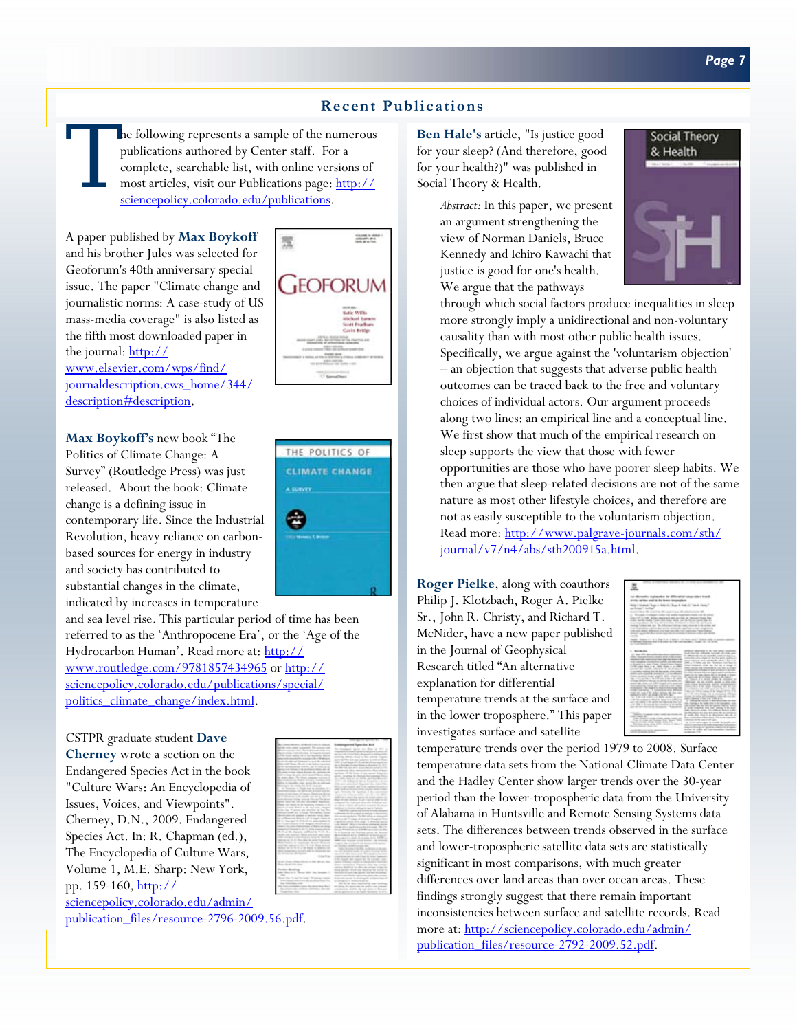## Recent Publications

The following represents a sample of the numerous publications authored by Center staff. For a complete, searchable list, with online versions of most articles, visit our Publications page: http://sciencepolicy.colorado.edu/publications.

A paper published by **Max Boykoff** and his brother Jules was selected for Geoforum's 40th anniversary special issue. The paper "Climate change and journalistic norms: A case-study of US mass-media coverage" is also listed as the fifth most downloaded paper in the journal: http://www.elsevier.com/wps/find/journaldescription.cws_home/344/description#description.

**Max Boykoff's** new book "The Politics of Climate Change: A Survey" (Routledge Press) was just released. About the book: Climate change is a defining issue in contemporary life. Since the Industrial Revolution, heavy reliance on carbon-based sources for energy in industry and society has contributed to substantial changes in the climate, indicated by increases in temperature and sea level rise. This particular period of time has been referred to as the 'Anthropocene Era', or the 'Age of the Hydrocarbon Human'. Read more at: http://www.routledge.com/9781857434965 or http://sciencepolicy.colorado.edu/publications/special/politics_climate_change/index.html.

CSTPR graduate student **Dave Cherney** wrote a section on the Endangered Species Act in the book "Culture Wars: An Encyclopedia of Issues, Voices, and Viewpoints". Cherney, D.N., 2009. Endangered Species Act. In: R. Chapman (ed.), The Encyclopedia of Culture Wars, Volume 1, M.E. Sharp: New York, pp. 159-160, http://sciencepolicy.colorado.edu/admin/publication_files/resource-2796-2009.56.pdf.

**Ben Hale's** article, "Is justice good for your sleep? (And therefore, good for your health?)" was published in Social Theory & Health.

*Abstract:* In this paper, we present an argument strengthening the view of Norman Daniels, Bruce Kennedy and Ichiro Kawachi that justice is good for one's health. We argue that the pathways through which social factors produce inequalities in sleep more strongly imply a unidirectional and non-voluntary causality than with most other public health issues. Specifically, we argue against the 'voluntarism objection' – an objection that suggests that adverse public health outcomes can be traced back to the free and voluntary choices of individual actors. Our argument proceeds along two lines: an empirical line and a conceptual line. We first show that much of the empirical research on sleep supports the view that those with fewer opportunities are those who have poorer sleep habits. We then argue that sleep-related decisions are not of the same nature as most other lifestyle choices, and therefore are not as easily susceptible to the voluntarism objection. Read more: http://www.palgrave-journals.com/sth/journal/v7/n4/abs/sth200915a.html.

**Roger Pielke**, along with coauthors Philip J. Klotzbach, Roger A. Pielke Sr., John R. Christy, and Richard T. McNider, have a new paper published in the Journal of Geophysical Research titled "An alternative explanation for differential temperature trends at the surface and in the lower troposphere." This paper investigates surface and satellite temperature trends over the period 1979 to 2008. Surface temperature data sets from the National Climate Data Center and the Hadley Center show larger trends over the 30-year period than the lower-tropospheric data from the University of Alabama in Huntsville and Remote Sensing Systems data sets. The differences between trends observed in the surface and lower-tropospheric satellite data sets are statistically significant in most comparisons, with much greater differences over land areas than over ocean areas. These findings strongly suggest that there remain important inconsistencies between surface and satellite records. Read more at: http://sciencepolicy.colorado.edu/admin/publication_files/resource-2792-2009.52.pdf.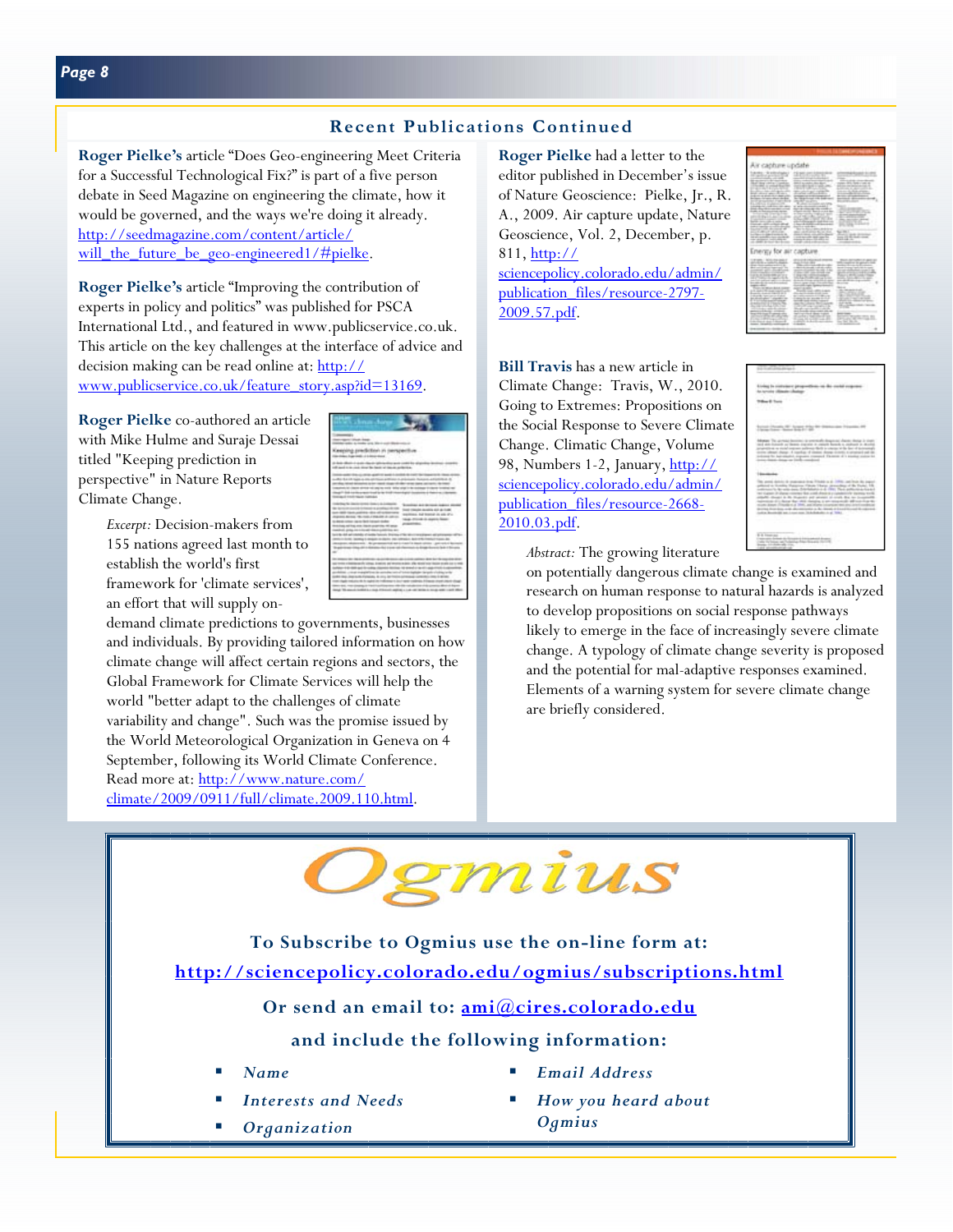## Recent Publications Continued

**Roger Pielke's** article "Does Geo-engineering Meet Criteria for a Successful Technological Fix?" is part of a five person debate in Seed Magazine on engineering the climate, how it would be governed, and the ways we're doing it already. http://seedmagazine.com/content/article/will_the_future_be_geo-engineered1/#pielke.

**Roger Pielke's** article "Improving the contribution of experts in policy and politics" was published for PSCA International Ltd., and featured in www.publicservice.co.uk. This article on the key challenges at the interface of advice and decision making can be read online at: http://www.publicservice.co.uk/feature_story.asp?id=13169.

**Roger Pielke** co-authored an article with Mike Hulme and Suraje Dessai titled "Keeping prediction in perspective" in Nature Reports Climate Change.

> *Excerpt:* Decision-makers from 155 nations agreed last month to establish the world's first framework for 'climate services', an effort that will supply on-demand climate predictions to governments, businesses and individuals. By providing tailored information on how climate change will affect certain regions and sectors, the Global Framework for Climate Services will help the world "better adapt to the challenges of climate variability and change". Such was the promise issued by the World Meteorological Organization in Geneva on 4 September, following its World Climate Conference. Read more at: http://www.nature.com/climate/2009/0911/full/climate.2009.110.html.

**Roger Pielke** had a letter to the editor published in December's issue of Nature Geoscience: Pielke, Jr., R. A., 2009. Air capture update, Nature Geoscience, Vol. 2, December, p. 811, http://sciencepolicy.colorado.edu/admin/publication_files/resource-2797-2009.57.pdf.

**Bill Travis** has a new article in Climate Change: Travis, W., 2010. Going to Extremes: Propositions on the Social Response to Severe Climate Change. Climatic Change, Volume 98, Numbers 1-2, January, http://sciencepolicy.colorado.edu/admin/publication_files/resource-2668-2010.03.pdf.

> *Abstract:* The growing literature on potentially dangerous climate change is examined and research on human response to natural hazards is analyzed to develop propositions on social response pathways likely to emerge in the face of increasingly severe climate change. A typology of climate change severity is proposed and the potential for mal-adaptive responses examined. Elements of a warning system for severe climate change are briefly considered.

---

# Ogmius

**To Subscribe to Ogmius use the on-line form at:**

**http://sciencepolicy.colorado.edu/ogmius/subscriptions.html**

**Or send an email to: ami@cires.colorado.edu**

**and include the following information:**

- ***Name***
- ***Interests and Needs***
- ***Organization***
- ***Email Address***
- ***How you heard about Ogmius***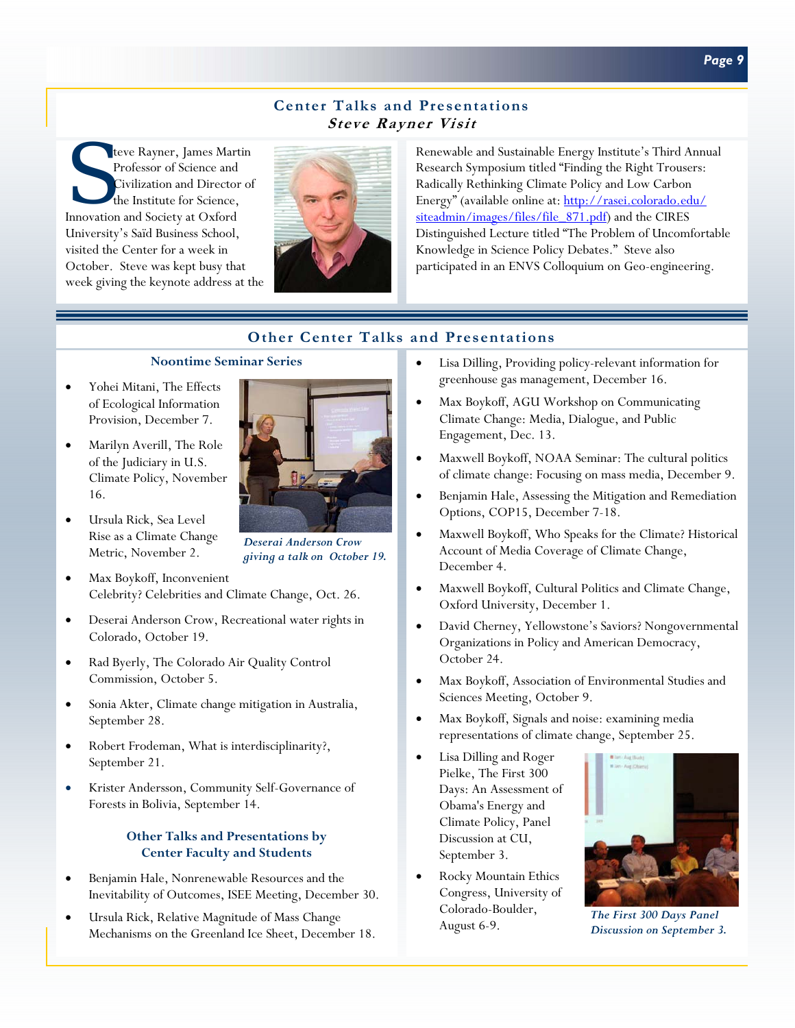## Center Talks and Presentations

### *Steve Rayner Visit*

Steve Rayner, James Martin Professor of Science and Civilization and Director of the Institute for Science, Innovation and Society at Oxford University's Saïd Business School, visited the Center for a week in October. Steve was kept busy that week giving the keynote address at the Renewable and Sustainable Energy Institute's Third Annual Research Symposium titled "Finding the Right Trousers: Radically Rethinking Climate Policy and Low Carbon Energy" (available online at: [http://rasei.colorado.edu/siteadmin/images/files/file_871.pdf](http://rasei.colorado.edu/siteadmin/images/files/file_871.pdf)) and the CIRES Distinguished Lecture titled "The Problem of Uncomfortable Knowledge in Science Policy Debates." Steve also participated in an ENVS Colloquium on Geo-engineering.

## Other Center Talks and Presentations

### Noontime Seminar Series

- Yohei Mitani, The Effects of Ecological Information Provision, December 7.
- Marilyn Averill, The Role of the Judiciary in U.S. Climate Policy, November 16.
- Ursula Rick, Sea Level Rise as a Climate Change Metric, November 2.
- Max Boykoff, Inconvenient Celebrity? Celebrities and Climate Change, Oct. 26.
- Deserai Anderson Crow, Recreational water rights in Colorado, October 19.
- Rad Byerly, The Colorado Air Quality Control Commission, October 5.
- Sonia Akter, Climate change mitigation in Australia, September 28.
- Robert Frodeman, What is interdisciplinarity?, September 21.
- Krister Andersson, Community Self-Governance of Forests in Bolivia, September 14.

*Deserai Anderson Crow giving a talk on October 19.*

### Other Talks and Presentations by Center Faculty and Students

- Benjamin Hale, Nonrenewable Resources and the Inevitability of Outcomes, ISEE Meeting, December 30.
- Ursula Rick, Relative Magnitude of Mass Change Mechanisms on the Greenland Ice Sheet, December 18.
- Lisa Dilling, Providing policy-relevant information for greenhouse gas management, December 16.
- Max Boykoff, AGU Workshop on Communicating Climate Change: Media, Dialogue, and Public Engagement, Dec. 13.
- Maxwell Boykoff, NOAA Seminar: The cultural politics of climate change: Focusing on mass media, December 9.
- Benjamin Hale, Assessing the Mitigation and Remediation Options, COP15, December 7-18.
- Maxwell Boykoff, Who Speaks for the Climate? Historical Account of Media Coverage of Climate Change, December 4.
- Maxwell Boykoff, Cultural Politics and Climate Change, Oxford University, December 1.
- David Cherney, Yellowstone's Saviors? Nongovernmental Organizations in Policy and American Democracy, October 24.
- Max Boykoff, Association of Environmental Studies and Sciences Meeting, October 9.
- Max Boykoff, Signals and noise: examining media representations of climate change, September 25.
- Lisa Dilling and Roger Pielke, The First 300 Days: An Assessment of Obama's Energy and Climate Policy, Panel Discussion at CU, September 3.
- Rocky Mountain Ethics Congress, University of Colorado-Boulder, August 6-9.

*The First 300 Days Panel Discussion on September 3.*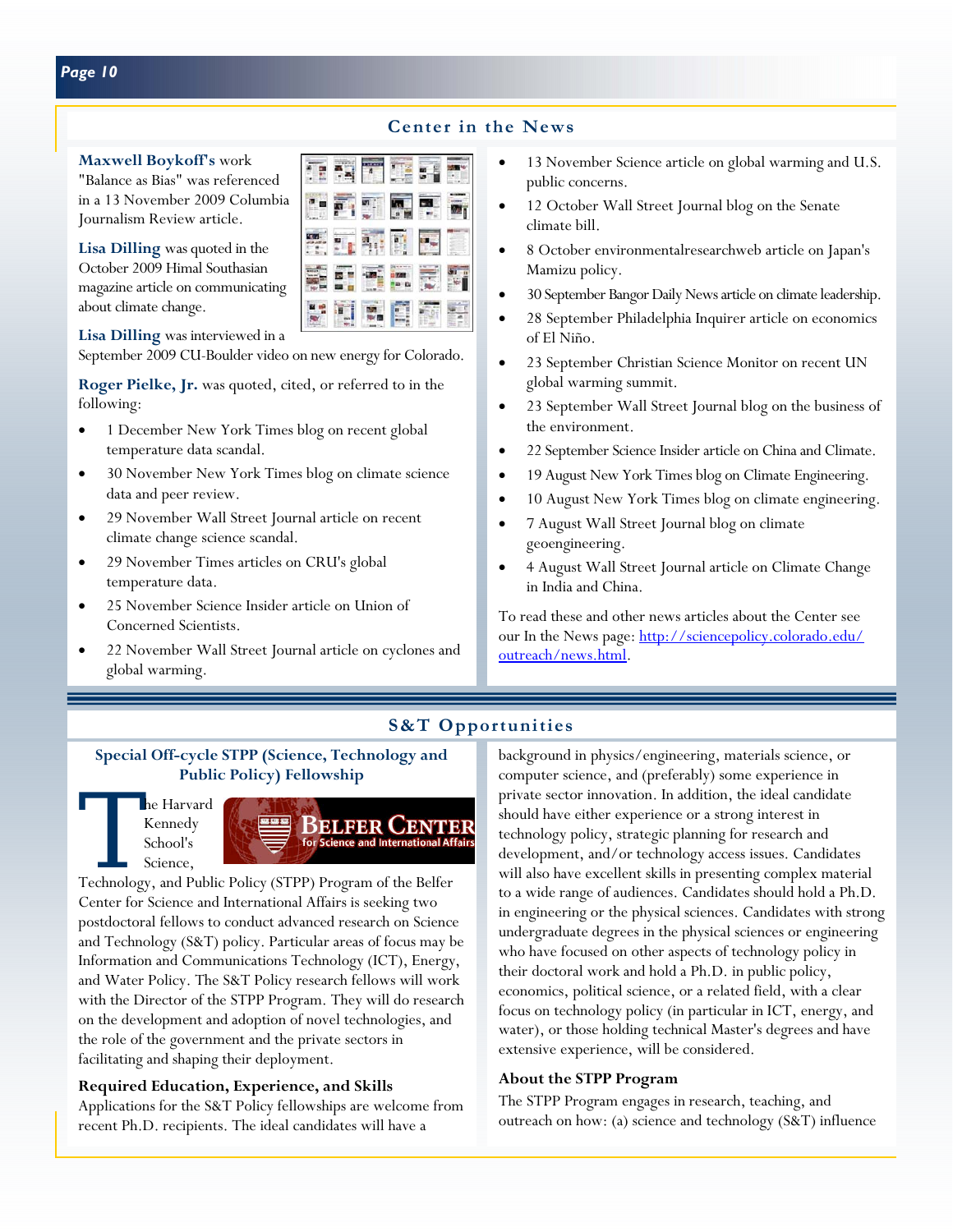## Center in the News

**Maxwell Boykoff's** work "Balance as Bias" was referenced in a 13 November 2009 Columbia Journalism Review article.

**Lisa Dilling** was quoted in the October 2009 Himal Southasian magazine article on communicating about climate change.

**Lisa Dilling** was interviewed in a September 2009 CU-Boulder video on new energy for Colorado.

**Roger Pielke, Jr.** was quoted, cited, or referred to in the following:

- 1 December New York Times blog on recent global temperature data scandal.
- 30 November New York Times blog on climate science data and peer review.
- 29 November Wall Street Journal article on recent climate change science scandal.
- 29 November Times articles on CRU's global temperature data.
- 25 November Science Insider article on Union of Concerned Scientists.
- 22 November Wall Street Journal article on cyclones and global warming.
- 13 November Science article on global warming and U.S. public concerns.
- 12 October Wall Street Journal blog on the Senate climate bill.
- 8 October environmentalresearchweb article on Japan's Mamizu policy.
- 30 September Bangor Daily News article on climate leadership.
- 28 September Philadelphia Inquirer article on economics of El Niño.
- 23 September Christian Science Monitor on recent UN global warming summit.
- 23 September Wall Street Journal blog on the business of the environment.
- 22 September Science Insider article on China and Climate.
- 19 August New York Times blog on Climate Engineering.
- 10 August New York Times blog on climate engineering.
- 7 August Wall Street Journal blog on climate geoengineering.
- 4 August Wall Street Journal article on Climate Change in India and China.

To read these and other news articles about the Center see our In the News page: [http://sciencepolicy.colorado.edu/outreach/news.html](http://sciencepolicy.colorado.edu/outreach/news.html).

## S&T Opportunities

### Special Off-cycle STPP (Science, Technology and Public Policy) Fellowship

The Harvard Kennedy School's Science, Technology, and Public Policy (STPP) Program of the Belfer Center for Science and International Affairs is seeking two postdoctoral fellows to conduct advanced research on Science and Technology (S&T) policy. Particular areas of focus may be Information and Communications Technology (ICT), Energy, and Water Policy. The S&T Policy research fellows will work with the Director of the STPP Program. They will do research on the development and adoption of novel technologies, and the role of the government and the private sectors in facilitating and shaping their deployment.

**Required Education, Experience, and Skills**

Applications for the S&T Policy fellowships are welcome from recent Ph.D. recipients. The ideal candidates will have a background in physics/engineering, materials science, or computer science, and (preferably) some experience in private sector innovation. In addition, the ideal candidate should have either experience or a strong interest in technology policy, strategic planning for research and development, and/or technology access issues. Candidates will also have excellent skills in presenting complex material to a wide range of audiences. Candidates should hold a Ph.D. in engineering or the physical sciences. Candidates with strong undergraduate degrees in the physical sciences or engineering who have focused on other aspects of technology policy in their doctoral work and hold a Ph.D. in public policy, economics, political science, or a related field, with a clear focus on technology policy (in particular in ICT, energy, and water), or those holding technical Master's degrees and have extensive experience, will be considered.

**About the STPP Program**

The STPP Program engages in research, teaching, and outreach on how: (a) science and technology (S&T) influence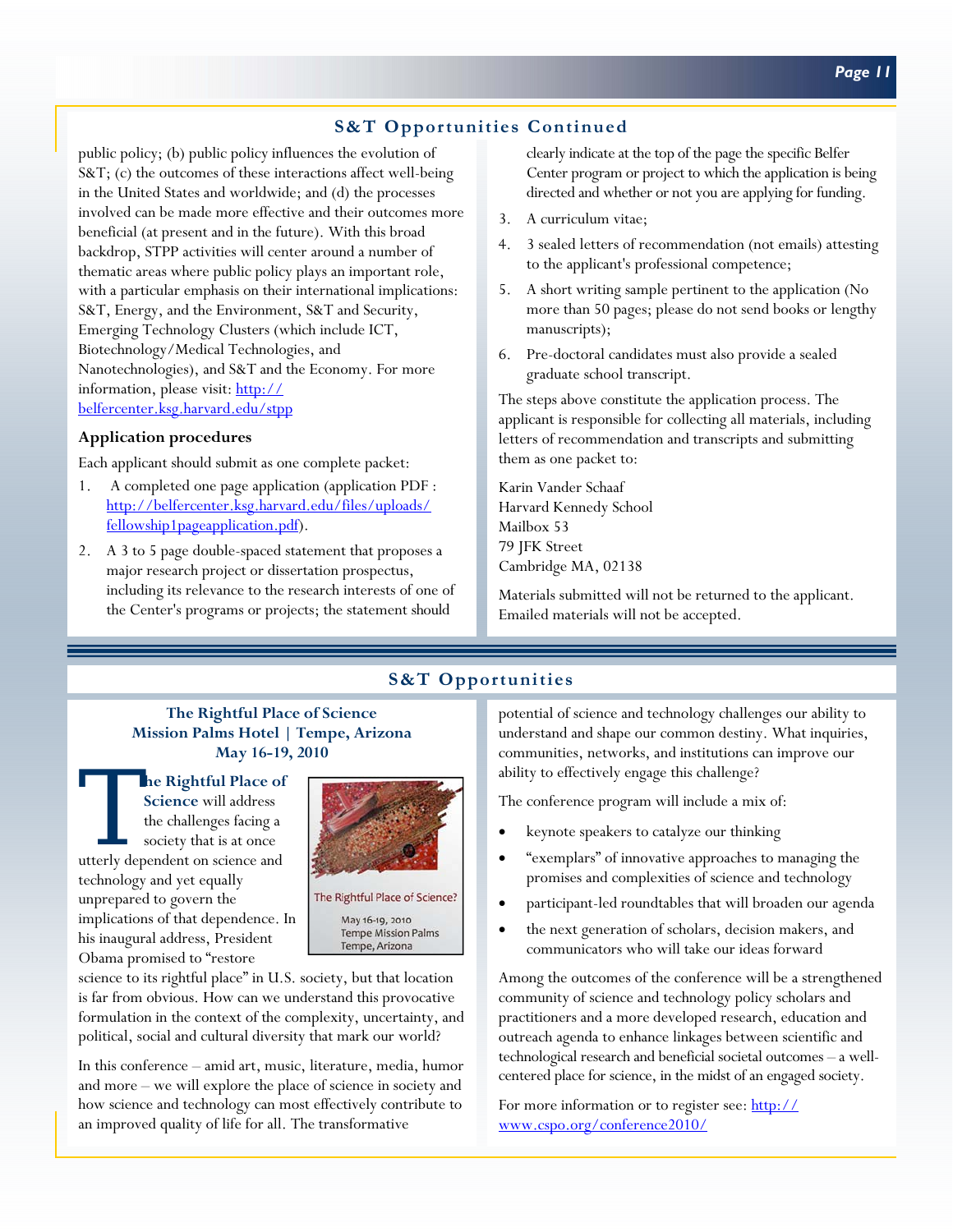## S&T Opportunities Continued

public policy; (b) public policy influences the evolution of S&T; (c) the outcomes of these interactions affect well-being in the United States and worldwide; and (d) the processes involved can be made more effective and their outcomes more beneficial (at present and in the future). With this broad backdrop, STPP activities will center around a number of thematic areas where public policy plays an important role, with a particular emphasis on their international implications: S&T, Energy, and the Environment, S&T and Security, Emerging Technology Clusters (which include ICT, Biotechnology/Medical Technologies, and Nanotechnologies), and S&T and the Economy. For more information, please visit: http://belfercenter.ksg.harvard.edu/stpp

### Application procedures

Each applicant should submit as one complete packet:

1. A completed one page application (application PDF : http://belfercenter.ksg.harvard.edu/files/uploads/fellowship1pageapplication.pdf).
2. A 3 to 5 page double-spaced statement that proposes a major research project or dissertation prospectus, including its relevance to the research interests of one of the Center's programs or projects; the statement should clearly indicate at the top of the page the specific Belfer Center program or project to which the application is being directed and whether or not you are applying for funding.
3. A curriculum vitae;
4. 3 sealed letters of recommendation (not emails) attesting to the applicant's professional competence;
5. A short writing sample pertinent to the application (No more than 50 pages; please do not send books or lengthy manuscripts);
6. Pre-doctoral candidates must also provide a sealed graduate school transcript.

The steps above constitute the application process. The applicant is responsible for collecting all materials, including letters of recommendation and transcripts and submitting them as one packet to:

Karin Vander Schaaf
Harvard Kennedy School
Mailbox 53
79 JFK Street
Cambridge MA, 02138

Materials submitted will not be returned to the applicant. Emailed materials will not be accepted.

## S&T Opportunities

### The Rightful Place of Science
### Mission Palms Hotel | Tempe, Arizona
### May 16-19, 2010

**The Rightful Place of Science** will address the challenges facing a society that is at once utterly dependent on science and technology and yet equally unprepared to govern the implications of that dependence. In his inaugural address, President Obama promised to "restore science to its rightful place" in U.S. society, but that location is far from obvious. How can we understand this provocative formulation in the context of the complexity, uncertainty, and political, social and cultural diversity that mark our world?

The Rightful Place of Science?
May 16-19, 2010
Tempe Mission Palms
Tempe, Arizona

In this conference – amid art, music, literature, media, humor and more – we will explore the place of science in society and how science and technology can most effectively contribute to an improved quality of life for all. The transformative potential of science and technology challenges our ability to understand and shape our common destiny. What inquiries, communities, networks, and institutions can improve our ability to effectively engage this challenge?

The conference program will include a mix of:

- keynote speakers to catalyze our thinking
- "exemplars" of innovative approaches to managing the promises and complexities of science and technology
- participant-led roundtables that will broaden our agenda
- the next generation of scholars, decision makers, and communicators who will take our ideas forward

Among the outcomes of the conference will be a strengthened community of science and technology policy scholars and practitioners and a more developed research, education and outreach agenda to enhance linkages between scientific and technological research and beneficial societal outcomes – a well-centered place for science, in the midst of an engaged society.

For more information or to register see: http://www.cspo.org/conference2010/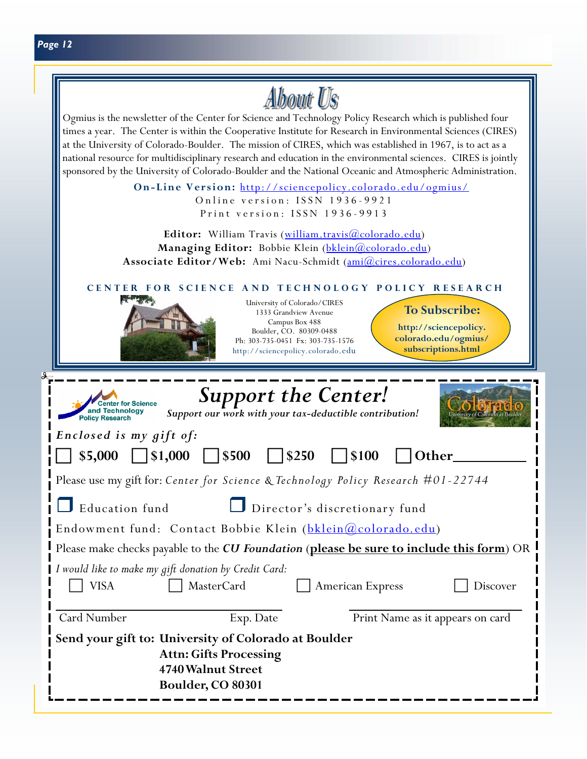# About Us

Ogmius is the newsletter of the Center for Science and Technology Policy Research which is published four times a year. The Center is within the Cooperative Institute for Research in Environmental Sciences (CIRES) at the University of Colorado-Boulder. The mission of CIRES, which was established in 1967, is to act as a national resource for multidisciplinary research and education in the environmental sciences. CIRES is jointly sponsored by the University of Colorado-Boulder and the National Oceanic and Atmospheric Administration.

**On-Line Version:** http://sciencepolicy.colorado.edu/ogmius/
Online version: ISSN 1936-9921
Print version: ISSN 1936-9913

**Editor:** William Travis (william.travis@colorado.edu)
**Managing Editor:** Bobbie Klein (bklein@colorado.edu)
**Associate Editor/Web:** Ami Nacu-Schmidt (ami@cires.colorado.edu)

**CENTER FOR SCIENCE AND TECHNOLOGY POLICY RESEARCH**

University of Colorado/CIRES
1333 Grandview Avenue
Campus Box 488
Boulder, CO. 80309-0488
Ph: 303-735-0451 Fx: 303-735-1576
http://sciencepolicy.colorado.edu

**To Subscribe:**
**http://sciencepolicy.colorado.edu/ogmius/subscriptions.html**

---

Center for Science and Technology Policy Research

## *Support the Center!*

***Support our work with your tax-deductible contribution!***

Colorado — University of Colorado at Boulder

***Enclosed is my gift of:***

☐ **$5,000** ☐ **$1,000** ☐ **$500** ☐ **$250** ☐ **$100** ☐ **Other**\_\_\_\_\_\_\_\_\_\_

Please use my gift for: *Center for Science & Technology Policy Research #01-22744*

☐ Education fund ☐ Director's discretionary fund

Endowment fund: Contact Bobbie Klein (bklein@colorado.edu)

Please make checks payable to the ***CU Foundation*** (**please be sure to include this form**) OR

*I would like to make my gift donation by Credit Card:*

☐ VISA ☐ MasterCard ☐ American Express ☐ Discover

Card Number \_\_\_\_\_\_\_\_\_\_ Exp. Date \_\_\_\_\_\_\_\_\_\_ Print Name as it appears on card \_\_\_\_\_\_\_\_\_\_

**Send your gift to: University of Colorado at Boulder**
**Attn: Gifts Processing**
**4740 Walnut Street**
**Boulder, CO 80301**